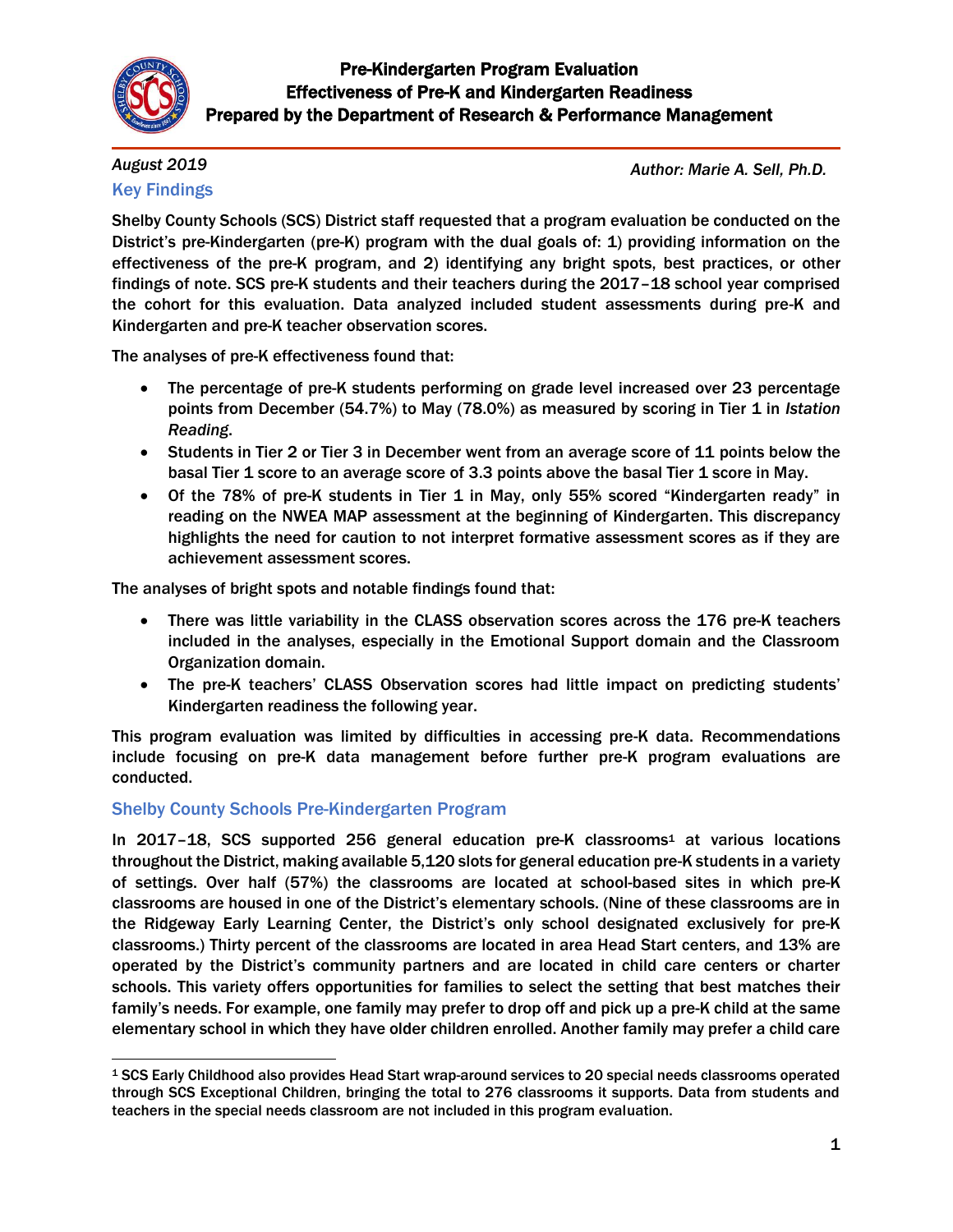# Pre-Kindergarten Program Evaluation
## Effectiveness of Pre-K and Kindergarten Readiness
### Prepared by the Department of Research & Performance Management

*August 2019*

*Author: Marie A. Sell, Ph.D.*

## Key Findings

Shelby County Schools (SCS) District staff requested that a program evaluation be conducted on the District's pre-Kindergarten (pre-K) program with the dual goals of: 1) providing information on the effectiveness of the pre-K program, and 2) identifying any bright spots, best practices, or other findings of note. SCS pre-K students and their teachers during the 2017–18 school year comprised the cohort for this evaluation. Data analyzed included student assessments during pre-K and Kindergarten and pre-K teacher observation scores.

The analyses of pre-K effectiveness found that:

- The percentage of pre-K students performing on grade level increased over 23 percentage points from December (54.7%) to May (78.0%) as measured by scoring in Tier 1 in *Istation Reading*.
- Students in Tier 2 or Tier 3 in December went from an average score of 11 points below the basal Tier 1 score to an average score of 3.3 points above the basal Tier 1 score in May.
- Of the 78% of pre-K students in Tier 1 in May, only 55% scored "Kindergarten ready" in reading on the NWEA MAP assessment at the beginning of Kindergarten. This discrepancy highlights the need for caution to not interpret formative assessment scores as if they are achievement assessment scores.

The analyses of bright spots and notable findings found that:

- There was little variability in the CLASS observation scores across the 176 pre-K teachers included in the analyses, especially in the Emotional Support domain and the Classroom Organization domain.
- The pre-K teachers' CLASS Observation scores had little impact on predicting students' Kindergarten readiness the following year.

This program evaluation was limited by difficulties in accessing pre-K data. Recommendations include focusing on pre-K data management before further pre-K program evaluations are conducted.

## Shelby County Schools Pre-Kindergarten Program

In 2017–18, SCS supported 256 general education pre-K classrooms[1] at various locations throughout the District, making available 5,120 slots for general education pre-K students in a variety of settings. Over half (57%) the classrooms are located at school-based sites in which pre-K classrooms are housed in one of the District's elementary schools. (Nine of these classrooms are in the Ridgeway Early Learning Center, the District's only school designated exclusively for pre-K classrooms.) Thirty percent of the classrooms are located in area Head Start centers, and 13% are operated by the District's community partners and are located in child care centers or charter schools. This variety offers opportunities for families to select the setting that best matches their family's needs. For example, one family may prefer to drop off and pick up a pre-K child at the same elementary school in which they have older children enrolled. Another family may prefer a child care

[1] SCS Early Childhood also provides Head Start wrap-around services to 20 special needs classrooms operated through SCS Exceptional Children, bringing the total to 276 classrooms it supports. Data from students and teachers in the special needs classroom are not included in this program evaluation.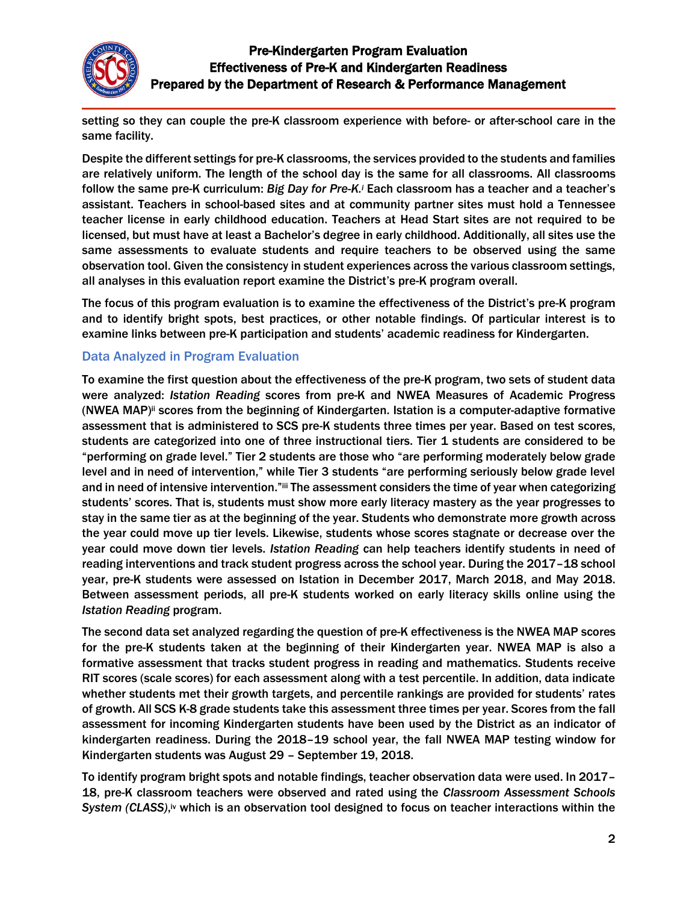setting so they can couple the pre-K classroom experience with before- or after-school care in the same facility.

Despite the different settings for pre-K classrooms, the services provided to the students and families are relatively uniform. The length of the school day is the same for all classrooms. All classrooms follow the same pre-K curriculum: *Big Day for Pre-K*.[i] Each classroom has a teacher and a teacher's assistant. Teachers in school-based sites and at community partner sites must hold a Tennessee teacher license in early childhood education. Teachers at Head Start sites are not required to be licensed, but must have at least a Bachelor's degree in early childhood. Additionally, all sites use the same assessments to evaluate students and require teachers to be observed using the same observation tool. Given the consistency in student experiences across the various classroom settings, all analyses in this evaluation report examine the District's pre-K program overall.

The focus of this program evaluation is to examine the effectiveness of the District's pre-K program and to identify bright spots, best practices, or other notable findings. Of particular interest is to examine links between pre-K participation and students' academic readiness for Kindergarten.

### Data Analyzed in Program Evaluation

To examine the first question about the effectiveness of the pre-K program, two sets of student data were analyzed: *Istation Reading* scores from pre-K and NWEA Measures of Academic Progress (NWEA MAP)[ii] scores from the beginning of Kindergarten. Istation is a computer-adaptive formative assessment that is administered to SCS pre-K students three times per year. Based on test scores, students are categorized into one of three instructional tiers. Tier 1 students are considered to be "performing on grade level." Tier 2 students are those who "are performing moderately below grade level and in need of intervention," while Tier 3 students "are performing seriously below grade level and in need of intensive intervention."[iii] The assessment considers the time of year when categorizing students' scores. That is, students must show more early literacy mastery as the year progresses to stay in the same tier as at the beginning of the year. Students who demonstrate more growth across the year could move up tier levels. Likewise, students whose scores stagnate or decrease over the year could move down tier levels. *Istation Reading* can help teachers identify students in need of reading interventions and track student progress across the school year. During the 2017–18 school year, pre-K students were assessed on Istation in December 2017, March 2018, and May 2018. Between assessment periods, all pre-K students worked on early literacy skills online using the *Istation Reading* program.

The second data set analyzed regarding the question of pre-K effectiveness is the NWEA MAP scores for the pre-K students taken at the beginning of their Kindergarten year. NWEA MAP is also a formative assessment that tracks student progress in reading and mathematics. Students receive RIT scores (scale scores) for each assessment along with a test percentile. In addition, data indicate whether students met their growth targets, and percentile rankings are provided for students' rates of growth. All SCS K-8 grade students take this assessment three times per year. Scores from the fall assessment for incoming Kindergarten students have been used by the District as an indicator of kindergarten readiness. During the 2018–19 school year, the fall NWEA MAP testing window for Kindergarten students was August 29 – September 19, 2018.

To identify program bright spots and notable findings, teacher observation data were used. In 2017–18, pre-K classroom teachers were observed and rated using the *Classroom Assessment Schools System (CLASS)*,[iv] which is an observation tool designed to focus on teacher interactions within the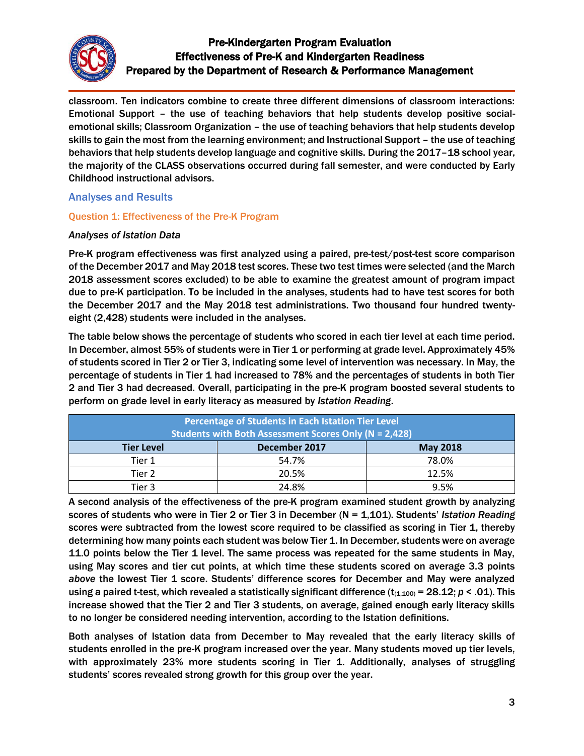classroom. Ten indicators combine to create three different dimensions of classroom interactions: Emotional Support – the use of teaching behaviors that help students develop positive social-emotional skills; Classroom Organization – the use of teaching behaviors that help students develop skills to gain the most from the learning environment; and Instructional Support – the use of teaching behaviors that help students develop language and cognitive skills. During the 2017–18 school year, the majority of the CLASS observations occurred during fall semester, and were conducted by Early Childhood instructional advisors.

## Analyses and Results

### Question 1: Effectiveness of the Pre-K Program

*Analyses of Istation Data*

Pre-K program effectiveness was first analyzed using a paired, pre-test/post-test score comparison of the December 2017 and May 2018 test scores. These two test times were selected (and the March 2018 assessment scores excluded) to be able to examine the greatest amount of program impact due to pre-K participation. To be included in the analyses, students had to have test scores for both the December 2017 and the May 2018 test administrations. Two thousand four hundred twenty-eight (2,428) students were included in the analyses.

The table below shows the percentage of students who scored in each tier level at each time period. In December, almost 55% of students were in Tier 1 or performing at grade level. Approximately 45% of students scored in Tier 2 or Tier 3, indicating some level of intervention was necessary. In May, the percentage of students in Tier 1 had increased to 78% and the percentages of students in both Tier 2 and Tier 3 had decreased. Overall, participating in the pre-K program boosted several students to perform on grade level in early literacy as measured by *Istation Reading*.

| Percentage of Students in Each Istation Tier Level<br>Students with Both Assessment Scores Only (N = 2,428) | | |
|---|---|---|
| **Tier Level** | **December 2017** | **May 2018** |
| Tier 1 | 54.7% | 78.0% |
| Tier 2 | 20.5% | 12.5% |
| Tier 3 | 24.8% | 9.5% |

A second analysis of the effectiveness of the pre-K program examined student growth by analyzing scores of students who were in Tier 2 or Tier 3 in December (N = 1,101). Students' *Istation Reading* scores were subtracted from the lowest score required to be classified as scoring in Tier 1, thereby determining how many points each student was below Tier 1. In December, students were on average 11.0 points below the Tier 1 level. The same process was repeated for the same students in May, using May scores and tier cut points, at which time these students scored on average 3.3 points *above* the lowest Tier 1 score. Students' difference scores for December and May were analyzed using a paired t-test, which revealed a statistically significant difference ($t_{(1,100)} = 28.12$; $p < .01$). This increase showed that the Tier 2 and Tier 3 students, on average, gained enough early literacy skills to no longer be considered needing intervention, according to the Istation definitions.

Both analyses of Istation data from December to May revealed that the early literacy skills of students enrolled in the pre-K program increased over the year. Many students moved up tier levels, with approximately 23% more students scoring in Tier 1. Additionally, analyses of struggling students' scores revealed strong growth for this group over the year.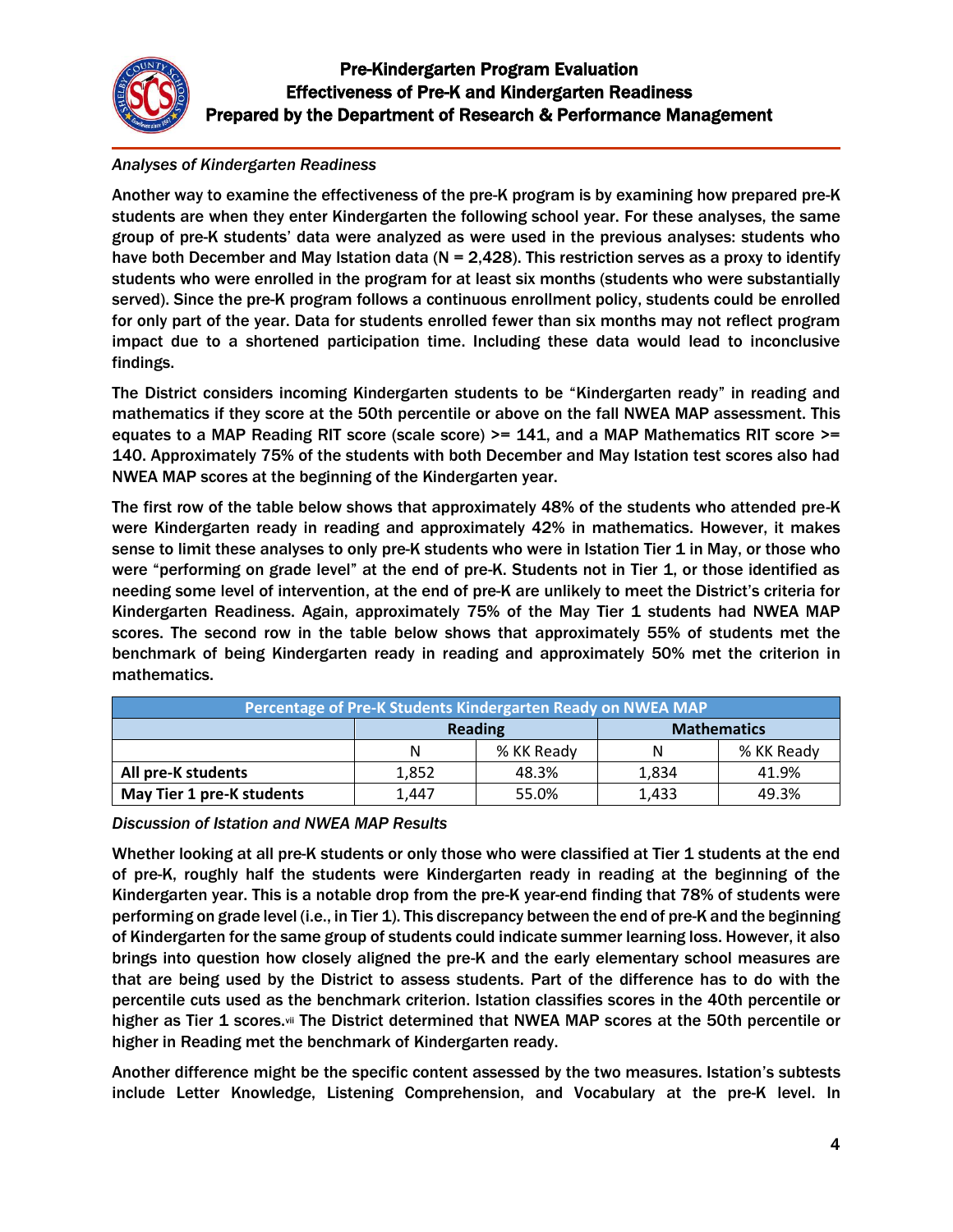*Analyses of Kindergarten Readiness*

Another way to examine the effectiveness of the pre-K program is by examining how prepared pre-K students are when they enter Kindergarten the following school year. For these analyses, the same group of pre-K students' data were analyzed as were used in the previous analyses: students who have both December and May Istation data (N = 2,428). This restriction serves as a proxy to identify students who were enrolled in the program for at least six months (students who were substantially served). Since the pre-K program follows a continuous enrollment policy, students could be enrolled for only part of the year. Data for students enrolled fewer than six months may not reflect program impact due to a shortened participation time. Including these data would lead to inconclusive findings.

The District considers incoming Kindergarten students to be "Kindergarten ready" in reading and mathematics if they score at the 50th percentile or above on the fall NWEA MAP assessment. This equates to a MAP Reading RIT score (scale score) >= 141, and a MAP Mathematics RIT score >= 140. Approximately 75% of the students with both December and May Istation test scores also had NWEA MAP scores at the beginning of the Kindergarten year.

The first row of the table below shows that approximately 48% of the students who attended pre-K were Kindergarten ready in reading and approximately 42% in mathematics. However, it makes sense to limit these analyses to only pre-K students who were in Istation Tier 1 in May, or those who were "performing on grade level" at the end of pre-K. Students not in Tier 1, or those identified as needing some level of intervention, at the end of pre-K are unlikely to meet the District's criteria for Kindergarten Readiness. Again, approximately 75% of the May Tier 1 students had NWEA MAP scores. The second row in the table below shows that approximately 55% of students met the benchmark of being Kindergarten ready in reading and approximately 50% met the criterion in mathematics.

| Percentage of Pre-K Students Kindergarten Ready on NWEA MAP | | | | |
|---|---|---|---|---|
| | Reading | | Mathematics | |
| | N | % KK Ready | N | % KK Ready |
| **All pre-K students** | 1,852 | 48.3% | 1,834 | 41.9% |
| **May Tier 1 pre-K students** | 1,447 | 55.0% | 1,433 | 49.3% |

*Discussion of Istation and NWEA MAP Results*

Whether looking at all pre-K students or only those who were classified at Tier 1 students at the end of pre-K, roughly half the students were Kindergarten ready in reading at the beginning of the Kindergarten year. This is a notable drop from the pre-K year-end finding that 78% of students were performing on grade level (i.e., in Tier 1). This discrepancy between the end of pre-K and the beginning of Kindergarten for the same group of students could indicate summer learning loss. However, it also brings into question how closely aligned the pre-K and the early elementary school measures are that are being used by the District to assess students. Part of the difference has to do with the percentile cuts used as the benchmark criterion. Istation classifies scores in the 40th percentile or higher as Tier 1 scores.[vii] The District determined that NWEA MAP scores at the 50th percentile or higher in Reading met the benchmark of Kindergarten ready.

Another difference might be the specific content assessed by the two measures. Istation's subtests include Letter Knowledge, Listening Comprehension, and Vocabulary at the pre-K level. In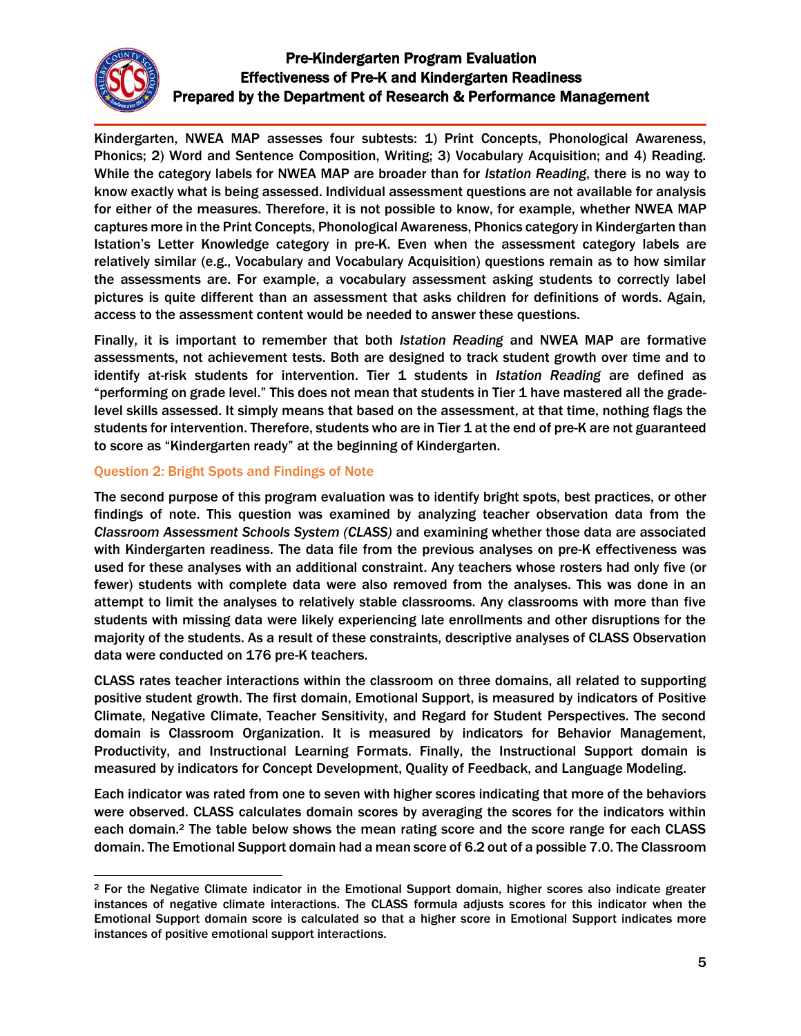Kindergarten, NWEA MAP assesses four subtests: 1) Print Concepts, Phonological Awareness, Phonics; 2) Word and Sentence Composition, Writing; 3) Vocabulary Acquisition; and 4) Reading. While the category labels for NWEA MAP are broader than for *Istation Reading*, there is no way to know exactly what is being assessed. Individual assessment questions are not available for analysis for either of the measures. Therefore, it is not possible to know, for example, whether NWEA MAP captures more in the Print Concepts, Phonological Awareness, Phonics category in Kindergarten than Istation's Letter Knowledge category in pre-K. Even when the assessment category labels are relatively similar (e.g., Vocabulary and Vocabulary Acquisition) questions remain as to how similar the assessments are. For example, a vocabulary assessment asking students to correctly label pictures is quite different than an assessment that asks children for definitions of words. Again, access to the assessment content would be needed to answer these questions.

Finally, it is important to remember that both *Istation Reading* and NWEA MAP are formative assessments, not achievement tests. Both are designed to track student growth over time and to identify at-risk students for intervention. Tier 1 students in *Istation Reading* are defined as "performing on grade level." This does not mean that students in Tier 1 have mastered all the grade-level skills assessed. It simply means that based on the assessment, at that time, nothing flags the students for intervention. Therefore, students who are in Tier 1 at the end of pre-K are not guaranteed to score as "Kindergarten ready" at the beginning of Kindergarten.

### Question 2: Bright Spots and Findings of Note

The second purpose of this program evaluation was to identify bright spots, best practices, or other findings of note. This question was examined by analyzing teacher observation data from the *Classroom Assessment Schools System (CLASS)* and examining whether those data are associated with Kindergarten readiness. The data file from the previous analyses on pre-K effectiveness was used for these analyses with an additional constraint. Any teachers whose rosters had only five (or fewer) students with complete data were also removed from the analyses. This was done in an attempt to limit the analyses to relatively stable classrooms. Any classrooms with more than five students with missing data were likely experiencing late enrollments and other disruptions for the majority of the students. As a result of these constraints, descriptive analyses of CLASS Observation data were conducted on 176 pre-K teachers.

CLASS rates teacher interactions within the classroom on three domains, all related to supporting positive student growth. The first domain, Emotional Support, is measured by indicators of Positive Climate, Negative Climate, Teacher Sensitivity, and Regard for Student Perspectives. The second domain is Classroom Organization. It is measured by indicators for Behavior Management, Productivity, and Instructional Learning Formats. Finally, the Instructional Support domain is measured by indicators for Concept Development, Quality of Feedback, and Language Modeling.

Each indicator was rated from one to seven with higher scores indicating that more of the behaviors were observed. CLASS calculates domain scores by averaging the scores for the indicators within each domain.[2] The table below shows the mean rating score and the score range for each CLASS domain. The Emotional Support domain had a mean score of 6.2 out of a possible 7.0. The Classroom

[2] For the Negative Climate indicator in the Emotional Support domain, higher scores also indicate greater instances of negative climate interactions. The CLASS formula adjusts scores for this indicator when the Emotional Support domain score is calculated so that a higher score in Emotional Support indicates more instances of positive emotional support interactions.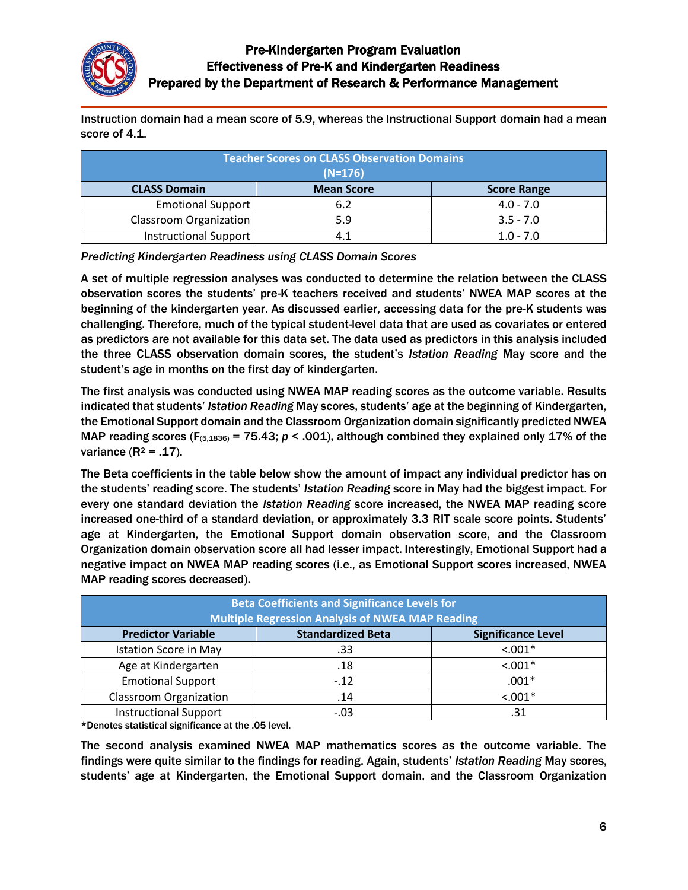Instruction domain had a mean score of 5.9, whereas the Instructional Support domain had a mean score of 4.1.

| Teacher Scores on CLASS Observation Domains (N=176) | | |
|---|---|---|
| **CLASS Domain** | **Mean Score** | **Score Range** |
| Emotional Support | 6.2 | 4.0 - 7.0 |
| Classroom Organization | 5.9 | 3.5 - 7.0 |
| Instructional Support | 4.1 | 1.0 - 7.0 |

*Predicting Kindergarten Readiness using CLASS Domain Scores*

A set of multiple regression analyses was conducted to determine the relation between the CLASS observation scores the students' pre-K teachers received and students' NWEA MAP scores at the beginning of the kindergarten year. As discussed earlier, accessing data for the pre-K students was challenging. Therefore, much of the typical student-level data that are used as covariates or entered as predictors are not available for this data set. The data used as predictors in this analysis included the three CLASS observation domain scores, the student's *Istation Reading* May score and the student's age in months on the first day of kindergarten.

The first analysis was conducted using NWEA MAP reading scores as the outcome variable. Results indicated that students' *Istation Reading* May scores, students' age at the beginning of Kindergarten, the Emotional Support domain and the Classroom Organization domain significantly predicted NWEA MAP reading scores ($F_{(5,1836)} = 75.43$; $p < .001$), although combined they explained only 17% of the variance ($R^2 = .17$).

The Beta coefficients in the table below show the amount of impact any individual predictor has on the students' reading score. The students' *Istation Reading* score in May had the biggest impact. For every one standard deviation the *Istation Reading* score increased, the NWEA MAP reading score increased one-third of a standard deviation, or approximately 3.3 RIT scale score points. Students' age at Kindergarten, the Emotional Support domain observation score, and the Classroom Organization domain observation score all had lesser impact. Interestingly, Emotional Support had a negative impact on NWEA MAP reading scores (i.e., as Emotional Support scores increased, NWEA MAP reading scores decreased).

| Beta Coefficients and Significance Levels for Multiple Regression Analysis of NWEA MAP Reading | | |
|---|---|---|
| **Predictor Variable** | **Standardized Beta** | **Significance Level** |
| Istation Score in May | .33 | <.001* |
| Age at Kindergarten | .18 | <.001* |
| Emotional Support | -.12 | .001* |
| Classroom Organization | .14 | <.001* |
| Instructional Support | -.03 | .31 |

*Denotes statistical significance at the .05 level.

The second analysis examined NWEA MAP mathematics scores as the outcome variable. The findings were quite similar to the findings for reading. Again, students' *Istation Reading* May scores, students' age at Kindergarten, the Emotional Support domain, and the Classroom Organization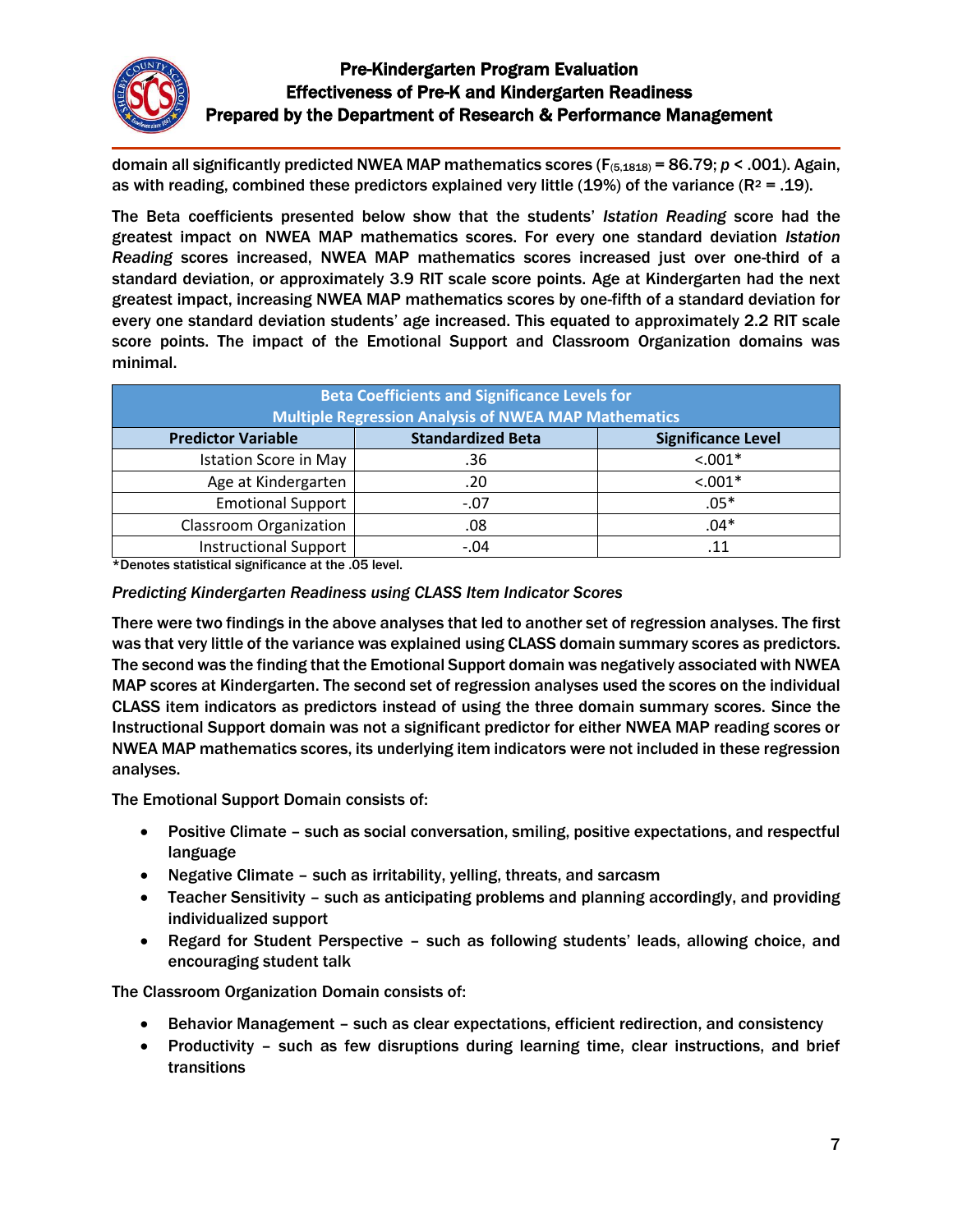domain all significantly predicted NWEA MAP mathematics scores ($F_{(5,1818)} = 86.79$; $p < .001$). Again, as with reading, combined these predictors explained very little (19%) of the variance ($R^2 = .19$).

The Beta coefficients presented below show that the students' *Istation Reading* score had the greatest impact on NWEA MAP mathematics scores. For every one standard deviation *Istation Reading* scores increased, NWEA MAP mathematics scores increased just over one-third of a standard deviation, or approximately 3.9 RIT scale score points. Age at Kindergarten had the next greatest impact, increasing NWEA MAP mathematics scores by one-fifth of a standard deviation for every one standard deviation students' age increased. This equated to approximately 2.2 RIT scale score points. The impact of the Emotional Support and Classroom Organization domains was minimal.

**Beta Coefficients and Significance Levels for Multiple Regression Analysis of NWEA MAP Mathematics**

| Predictor Variable | Standardized Beta | Significance Level |
|---|---|---|
| Istation Score in May | .36 | <.001* |
| Age at Kindergarten | .20 | <.001* |
| Emotional Support | -.07 | .05* |
| Classroom Organization | .08 | .04* |
| Instructional Support | -.04 | .11 |

*Denotes statistical significance at the .05 level.

*Predicting Kindergarten Readiness using CLASS Item Indicator Scores*

There were two findings in the above analyses that led to another set of regression analyses. The first was that very little of the variance was explained using CLASS domain summary scores as predictors. The second was the finding that the Emotional Support domain was negatively associated with NWEA MAP scores at Kindergarten. The second set of regression analyses used the scores on the individual CLASS item indicators as predictors instead of using the three domain summary scores. Since the Instructional Support domain was not a significant predictor for either NWEA MAP reading scores or NWEA MAP mathematics scores, its underlying item indicators were not included in these regression analyses.

The Emotional Support Domain consists of:

- Positive Climate – such as social conversation, smiling, positive expectations, and respectful language
- Negative Climate – such as irritability, yelling, threats, and sarcasm
- Teacher Sensitivity – such as anticipating problems and planning accordingly, and providing individualized support
- Regard for Student Perspective – such as following students' leads, allowing choice, and encouraging student talk

The Classroom Organization Domain consists of:

- Behavior Management – such as clear expectations, efficient redirection, and consistency
- Productivity – such as few disruptions during learning time, clear instructions, and brief transitions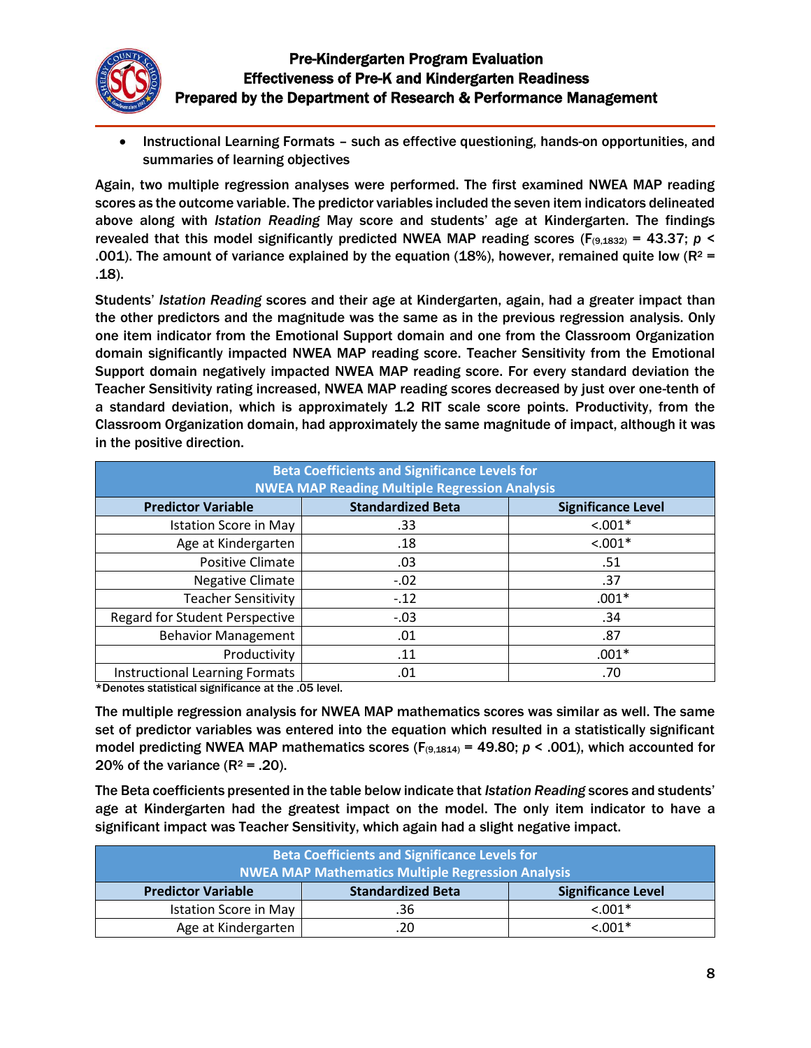- Instructional Learning Formats – such as effective questioning, hands-on opportunities, and summaries of learning objectives

Again, two multiple regression analyses were performed. The first examined NWEA MAP reading scores as the outcome variable. The predictor variables included the seven item indicators delineated above along with *Istation Reading* May score and students' age at Kindergarten. The findings revealed that this model significantly predicted NWEA MAP reading scores ($F_{(9,1832)} = 43.37$; $p < .001$). The amount of variance explained by the equation (18%), however, remained quite low ($R^2 = .18$).

Students' *Istation Reading* scores and their age at Kindergarten, again, had a greater impact than the other predictors and the magnitude was the same as in the previous regression analysis. Only one item indicator from the Emotional Support domain and one from the Classroom Organization domain significantly impacted NWEA MAP reading score. Teacher Sensitivity from the Emotional Support domain negatively impacted NWEA MAP reading score. For every standard deviation the Teacher Sensitivity rating increased, NWEA MAP reading scores decreased by just over one-tenth of a standard deviation, which is approximately 1.2 RIT scale score points. Productivity, from the Classroom Organization domain, had approximately the same magnitude of impact, although it was in the positive direction.

| Beta Coefficients and Significance Levels for NWEA MAP Reading Multiple Regression Analysis | | |
|---|---|---|
| **Predictor Variable** | **Standardized Beta** | **Significance Level** |
| Istation Score in May | .33 | <.001* |
| Age at Kindergarten | .18 | <.001* |
| Positive Climate | .03 | .51 |
| Negative Climate | -.02 | .37 |
| Teacher Sensitivity | -.12 | .001* |
| Regard for Student Perspective | -.03 | .34 |
| Behavior Management | .01 | .87 |
| Productivity | .11 | .001* |
| Instructional Learning Formats | .01 | .70 |

*Denotes statistical significance at the .05 level.

The multiple regression analysis for NWEA MAP mathematics scores was similar as well. The same set of predictor variables was entered into the equation which resulted in a statistically significant model predicting NWEA MAP mathematics scores ($F_{(9,1814)} = 49.80$; $p < .001$), which accounted for 20% of the variance ($R^2 = .20$).

The Beta coefficients presented in the table below indicate that *Istation Reading* scores and students' age at Kindergarten had the greatest impact on the model. The only item indicator to have a significant impact was Teacher Sensitivity, which again had a slight negative impact.

| Beta Coefficients and Significance Levels for NWEA MAP Mathematics Multiple Regression Analysis | | |
|---|---|---|
| **Predictor Variable** | **Standardized Beta** | **Significance Level** |
| Istation Score in May | .36 | <.001* |
| Age at Kindergarten | .20 | <.001* |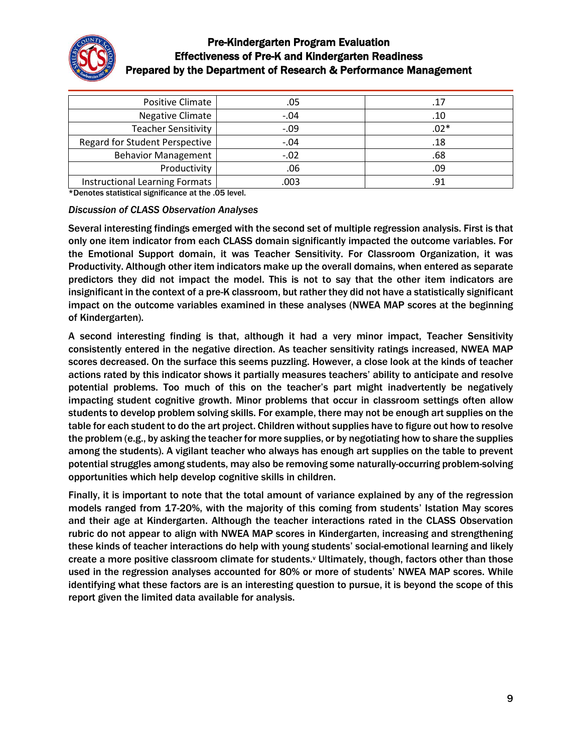| | | |
|---|---|---|
| Positive Climate | .05 | .17 |
| Negative Climate | -.04 | .10 |
| Teacher Sensitivity | -.09 | .02* |
| Regard for Student Perspective | -.04 | .18 |
| Behavior Management | -.02 | .68 |
| Productivity | .06 | .09 |
| Instructional Learning Formats | .003 | .91 |

*Denotes statistical significance at the .05 level.

*Discussion of CLASS Observation Analyses*

Several interesting findings emerged with the second set of multiple regression analysis. First is that only one item indicator from each CLASS domain significantly impacted the outcome variables. For the Emotional Support domain, it was Teacher Sensitivity. For Classroom Organization, it was Productivity. Although other item indicators make up the overall domains, when entered as separate predictors they did not impact the model. This is not to say that the other item indicators are insignificant in the context of a pre-K classroom, but rather they did not have a statistically significant impact on the outcome variables examined in these analyses (NWEA MAP scores at the beginning of Kindergarten).

A second interesting finding is that, although it had a very minor impact, Teacher Sensitivity consistently entered in the negative direction. As teacher sensitivity ratings increased, NWEA MAP scores decreased. On the surface this seems puzzling. However, a close look at the kinds of teacher actions rated by this indicator shows it partially measures teachers' ability to anticipate and resolve potential problems. Too much of this on the teacher's part might inadvertently be negatively impacting student cognitive growth. Minor problems that occur in classroom settings often allow students to develop problem solving skills. For example, there may not be enough art supplies on the table for each student to do the art project. Children without supplies have to figure out how to resolve the problem (e.g., by asking the teacher for more supplies, or by negotiating how to share the supplies among the students). A vigilant teacher who always has enough art supplies on the table to prevent potential struggles among students, may also be removing some naturally-occurring problem-solving opportunities which help develop cognitive skills in children.

Finally, it is important to note that the total amount of variance explained by any of the regression models ranged from 17-20%, with the majority of this coming from students' Istation May scores and their age at Kindergarten. Although the teacher interactions rated in the CLASS Observation rubric do not appear to align with NWEA MAP scores in Kindergarten, increasing and strengthening these kinds of teacher interactions do help with young students' social-emotional learning and likely create a more positive classroom climate for students.[v] Ultimately, though, factors other than those used in the regression analyses accounted for 80% or more of students' NWEA MAP scores. While identifying what these factors are is an interesting question to pursue, it is beyond the scope of this report given the limited data available for analysis.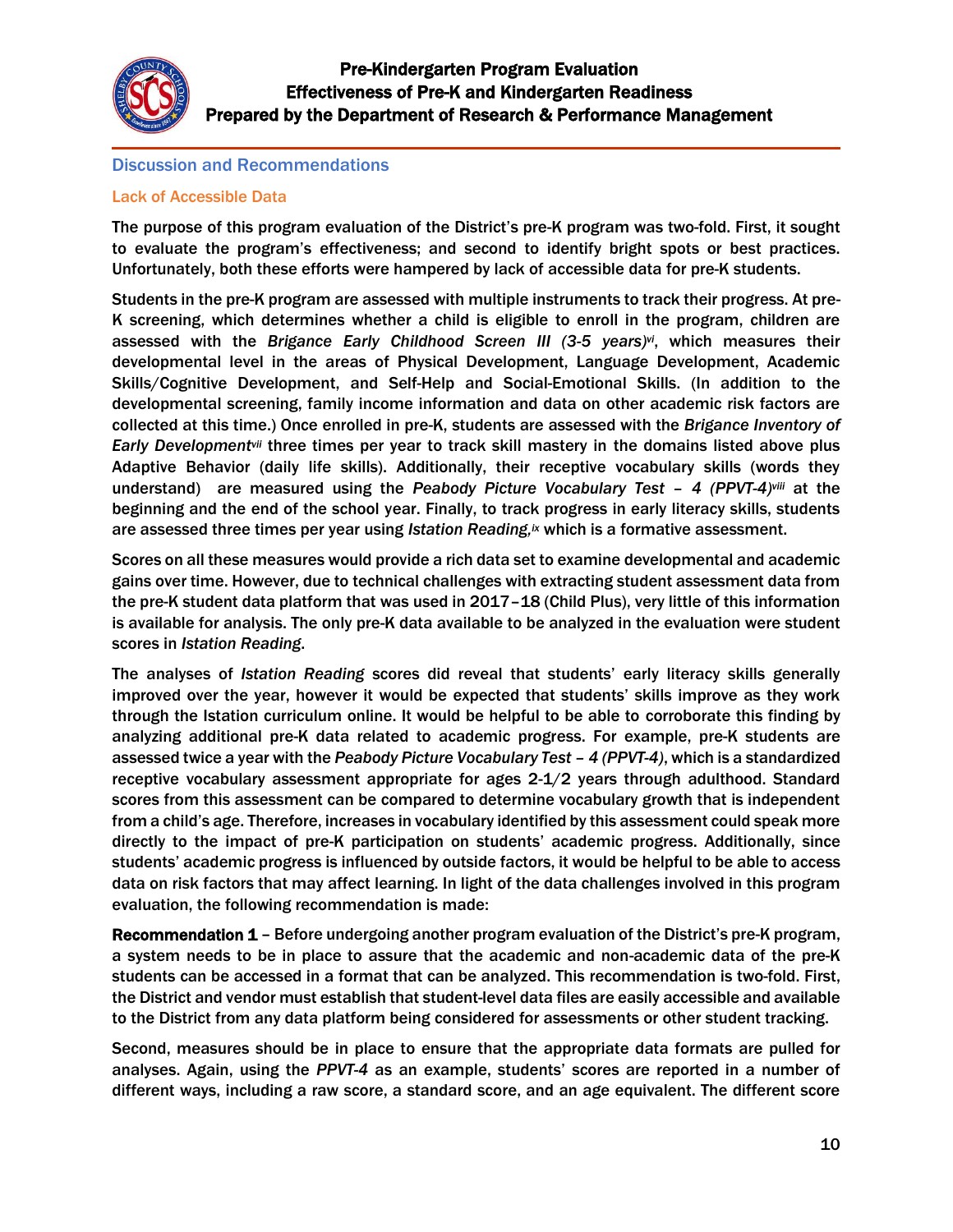## Discussion and Recommendations

### Lack of Accessible Data

The purpose of this program evaluation of the District's pre-K program was two-fold. First, it sought to evaluate the program's effectiveness; and second to identify bright spots or best practices. Unfortunately, both these efforts were hampered by lack of accessible data for pre-K students.

Students in the pre-K program are assessed with multiple instruments to track their progress. At pre-K screening, which determines whether a child is eligible to enroll in the program, children are assessed with the *Brigance Early Childhood Screen III (3-5 years)*[vi], which measures their developmental level in the areas of Physical Development, Language Development, Academic Skills/Cognitive Development, and Self-Help and Social-Emotional Skills. (In addition to the developmental screening, family income information and data on other academic risk factors are collected at this time.) Once enrolled in pre-K, students are assessed with the *Brigance Inventory of Early Development*[vii] three times per year to track skill mastery in the domains listed above plus Adaptive Behavior (daily life skills). Additionally, their receptive vocabulary skills (words they understand) are measured using the *Peabody Picture Vocabulary Test – 4 (PPVT-4)*[viii] at the beginning and the end of the school year. Finally, to track progress in early literacy skills, students are assessed three times per year using *Istation Reading,*[ix] which is a formative assessment.

Scores on all these measures would provide a rich data set to examine developmental and academic gains over time. However, due to technical challenges with extracting student assessment data from the pre-K student data platform that was used in 2017–18 (Child Plus), very little of this information is available for analysis. The only pre-K data available to be analyzed in the evaluation were student scores in *Istation Reading*.

The analyses of *Istation Reading* scores did reveal that students' early literacy skills generally improved over the year, however it would be expected that students' skills improve as they work through the Istation curriculum online. It would be helpful to be able to corroborate this finding by analyzing additional pre-K data related to academic progress. For example, pre-K students are assessed twice a year with the *Peabody Picture Vocabulary Test – 4 (PPVT-4)*, which is a standardized receptive vocabulary assessment appropriate for ages 2-1/2 years through adulthood. Standard scores from this assessment can be compared to determine vocabulary growth that is independent from a child's age. Therefore, increases in vocabulary identified by this assessment could speak more directly to the impact of pre-K participation on students' academic progress. Additionally, since students' academic progress is influenced by outside factors, it would be helpful to be able to access data on risk factors that may affect learning. In light of the data challenges involved in this program evaluation, the following recommendation is made:

**Recommendation 1** – Before undergoing another program evaluation of the District's pre-K program, a system needs to be in place to assure that the academic and non-academic data of the pre-K students can be accessed in a format that can be analyzed. This recommendation is two-fold. First, the District and vendor must establish that student-level data files are easily accessible and available to the District from any data platform being considered for assessments or other student tracking.

Second, measures should be in place to ensure that the appropriate data formats are pulled for analyses. Again, using the *PPVT-4* as an example, students' scores are reported in a number of different ways, including a raw score, a standard score, and an age equivalent. The different score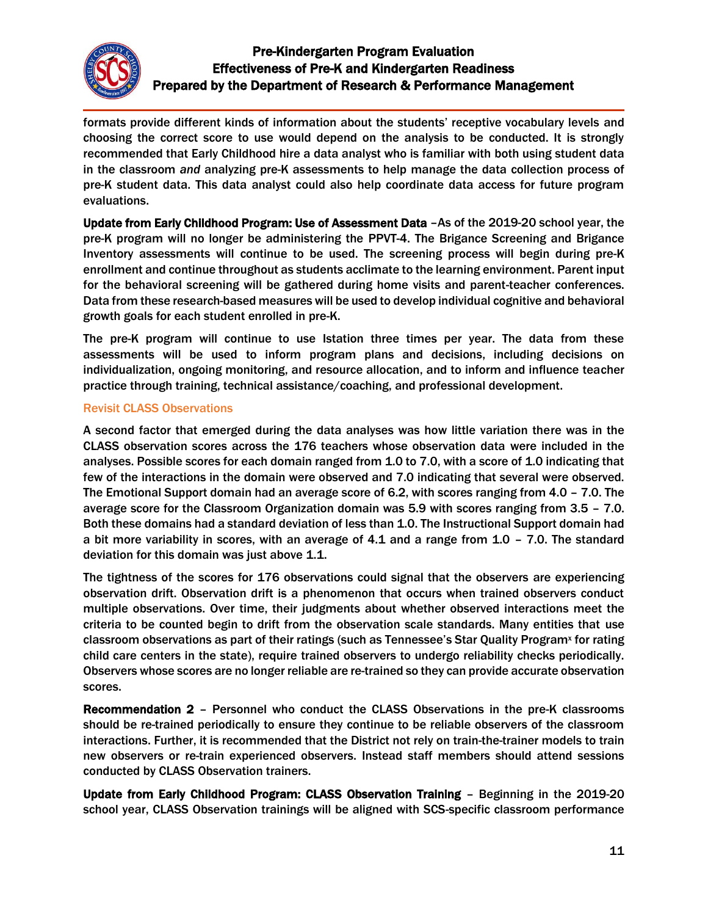formats provide different kinds of information about the students' receptive vocabulary levels and choosing the correct score to use would depend on the analysis to be conducted. It is strongly recommended that Early Childhood hire a data analyst who is familiar with both using student data in the classroom *and* analyzing pre-K assessments to help manage the data collection process of pre-K student data. This data analyst could also help coordinate data access for future program evaluations.

**Update from Early Childhood Program: Use of Assessment Data** –As of the 2019-20 school year, the pre-K program will no longer be administering the PPVT-4. The Brigance Screening and Brigance Inventory assessments will continue to be used. The screening process will begin during pre-K enrollment and continue throughout as students acclimate to the learning environment. Parent input for the behavioral screening will be gathered during home visits and parent-teacher conferences. Data from these research-based measures will be used to develop individual cognitive and behavioral growth goals for each student enrolled in pre-K.

The pre-K program will continue to use Istation three times per year. The data from these assessments will be used to inform program plans and decisions, including decisions on individualization, ongoing monitoring, and resource allocation, and to inform and influence teacher practice through training, technical assistance/coaching, and professional development.

### Revisit CLASS Observations

A second factor that emerged during the data analyses was how little variation there was in the CLASS observation scores across the 176 teachers whose observation data were included in the analyses. Possible scores for each domain ranged from 1.0 to 7.0, with a score of 1.0 indicating that few of the interactions in the domain were observed and 7.0 indicating that several were observed. The Emotional Support domain had an average score of 6.2, with scores ranging from 4.0 – 7.0. The average score for the Classroom Organization domain was 5.9 with scores ranging from 3.5 – 7.0. Both these domains had a standard deviation of less than 1.0. The Instructional Support domain had a bit more variability in scores, with an average of 4.1 and a range from 1.0 – 7.0. The standard deviation for this domain was just above 1.1.

The tightness of the scores for 176 observations could signal that the observers are experiencing observation drift. Observation drift is a phenomenon that occurs when trained observers conduct multiple observations. Over time, their judgments about whether observed interactions meet the criteria to be counted begin to drift from the observation scale standards. Many entities that use classroom observations as part of their ratings (such as Tennessee's Star Quality Program[x] for rating child care centers in the state), require trained observers to undergo reliability checks periodically. Observers whose scores are no longer reliable are re-trained so they can provide accurate observation scores.

**Recommendation 2** – Personnel who conduct the CLASS Observations in the pre-K classrooms should be re-trained periodically to ensure they continue to be reliable observers of the classroom interactions. Further, it is recommended that the District not rely on train-the-trainer models to train new observers or re-train experienced observers. Instead staff members should attend sessions conducted by CLASS Observation trainers.

**Update from Early Childhood Program: CLASS Observation Training** – Beginning in the 2019-20 school year, CLASS Observation trainings will be aligned with SCS-specific classroom performance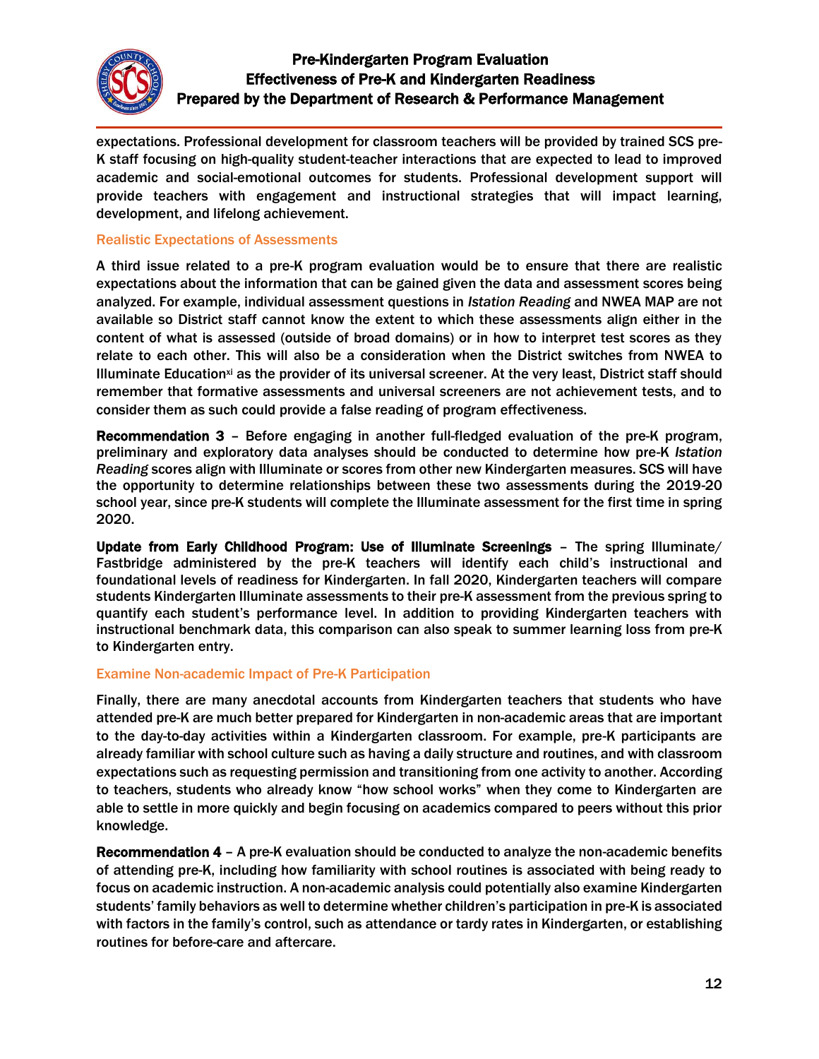expectations. Professional development for classroom teachers will be provided by trained SCS pre-K staff focusing on high-quality student-teacher interactions that are expected to lead to improved academic and social-emotional outcomes for students. Professional development support will provide teachers with engagement and instructional strategies that will impact learning, development, and lifelong achievement.

### Realistic Expectations of Assessments

A third issue related to a pre-K program evaluation would be to ensure that there are realistic expectations about the information that can be gained given the data and assessment scores being analyzed. For example, individual assessment questions in *Istation Reading* and NWEA MAP are not available so District staff cannot know the extent to which these assessments align either in the content of what is assessed (outside of broad domains) or in how to interpret test scores as they relate to each other. This will also be a consideration when the District switches from NWEA to Illuminate Education[xi] as the provider of its universal screener. At the very least, District staff should remember that formative assessments and universal screeners are not achievement tests, and to consider them as such could provide a false reading of program effectiveness.

**Recommendation 3** – Before engaging in another full-fledged evaluation of the pre-K program, preliminary and exploratory data analyses should be conducted to determine how pre-K *Istation Reading* scores align with Illuminate or scores from other new Kindergarten measures. SCS will have the opportunity to determine relationships between these two assessments during the 2019-20 school year, since pre-K students will complete the Illuminate assessment for the first time in spring 2020.

**Update from Early Childhood Program: Use of Illuminate Screenings** – The spring Illuminate/ Fastbridge administered by the pre-K teachers will identify each child's instructional and foundational levels of readiness for Kindergarten. In fall 2020, Kindergarten teachers will compare students Kindergarten Illuminate assessments to their pre-K assessment from the previous spring to quantify each student's performance level. In addition to providing Kindergarten teachers with instructional benchmark data, this comparison can also speak to summer learning loss from pre-K to Kindergarten entry.

### Examine Non-academic Impact of Pre-K Participation

Finally, there are many anecdotal accounts from Kindergarten teachers that students who have attended pre-K are much better prepared for Kindergarten in non-academic areas that are important to the day-to-day activities within a Kindergarten classroom. For example, pre-K participants are already familiar with school culture such as having a daily structure and routines, and with classroom expectations such as requesting permission and transitioning from one activity to another. According to teachers, students who already know "how school works" when they come to Kindergarten are able to settle in more quickly and begin focusing on academics compared to peers without this prior knowledge.

**Recommendation 4** – A pre-K evaluation should be conducted to analyze the non-academic benefits of attending pre-K, including how familiarity with school routines is associated with being ready to focus on academic instruction. A non-academic analysis could potentially also examine Kindergarten students' family behaviors as well to determine whether children's participation in pre-K is associated with factors in the family's control, such as attendance or tardy rates in Kindergarten, or establishing routines for before-care and aftercare.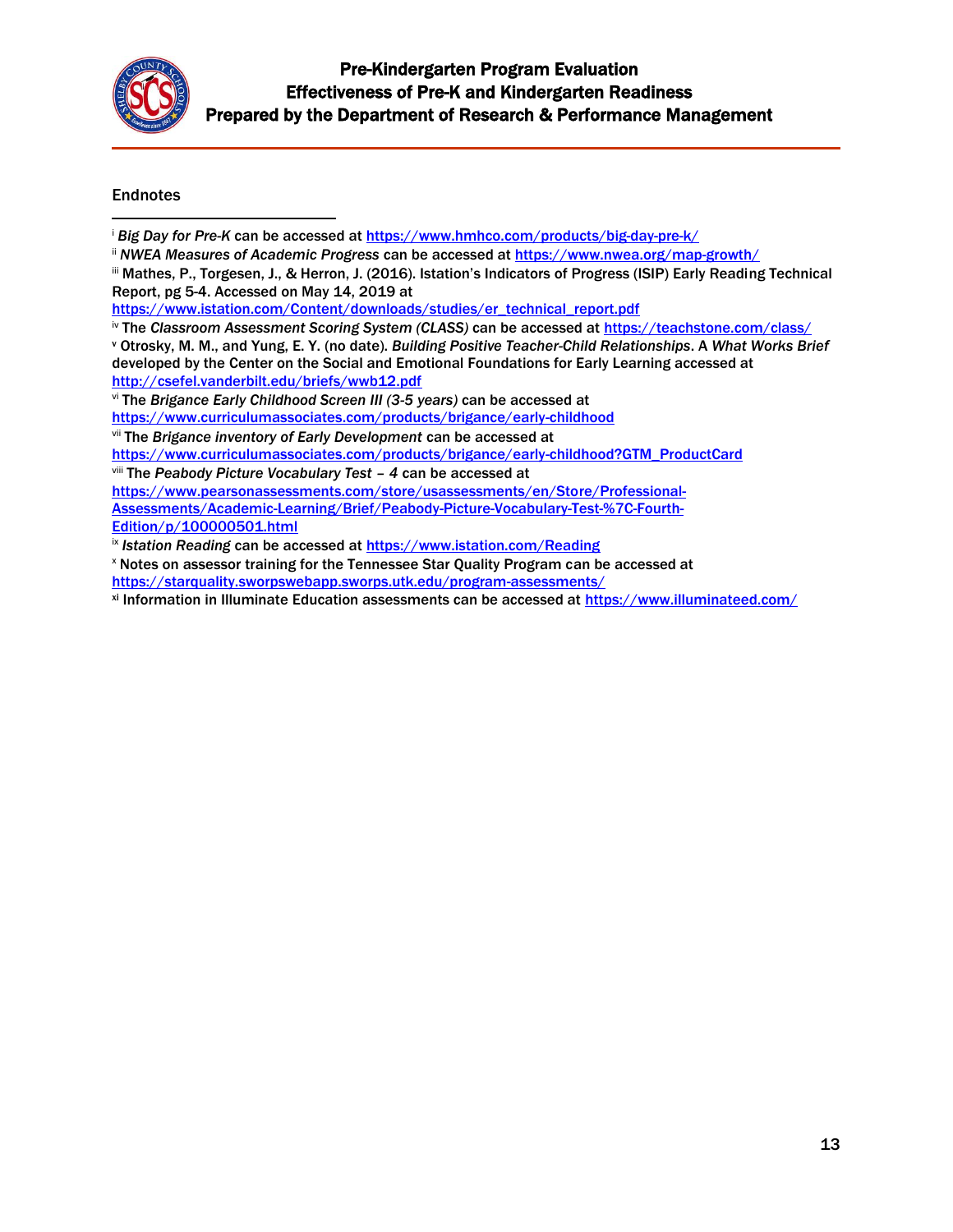## Endnotes

[i] *Big Day for Pre-K* can be accessed at https://www.hmhco.com/products/big-day-pre-k/

[ii] *NWEA Measures of Academic Progress* can be accessed at https://www.nwea.org/map-growth/

[iii] Mathes, P., Torgesen, J., & Herron, J. (2016). Istation's Indicators of Progress (ISIP) Early Reading Technical Report, pg 5-4. Accessed on May 14, 2019 at https://www.istation.com/Content/downloads/studies/er_technical_report.pdf

[iv] The *Classroom Assessment Scoring System (CLASS)* can be accessed at https://teachstone.com/class/

[v] Otrosky, M. M., and Yung, E. Y. (no date). *Building Positive Teacher-Child Relationships*. A *What Works Brief* developed by the Center on the Social and Emotional Foundations for Early Learning accessed at http://csefel.vanderbilt.edu/briefs/wwb12.pdf

[vi] The *Brigance Early Childhood Screen III (3-5 years)* can be accessed at https://www.curriculumassociates.com/products/brigance/early-childhood

[vii] The *Brigance inventory of Early Development* can be accessed at https://www.curriculumassociates.com/products/brigance/early-childhood?GTM_ProductCard

[viii] The *Peabody Picture Vocabulary Test – 4* can be accessed at https://www.pearsonassessments.com/store/usassessments/en/Store/Professional-Assessments/Academic-Learning/Brief/Peabody-Picture-Vocabulary-Test-%7C-Fourth-Edition/p/100000501.html

[ix] *Istation Reading* can be accessed at https://www.istation.com/Reading

[x] Notes on assessor training for the Tennessee Star Quality Program can be accessed at https://starquality.sworpswebapp.sworps.utk.edu/program-assessments/

[xi] Information in Illuminate Education assessments can be accessed at https://www.illuminateed.com/